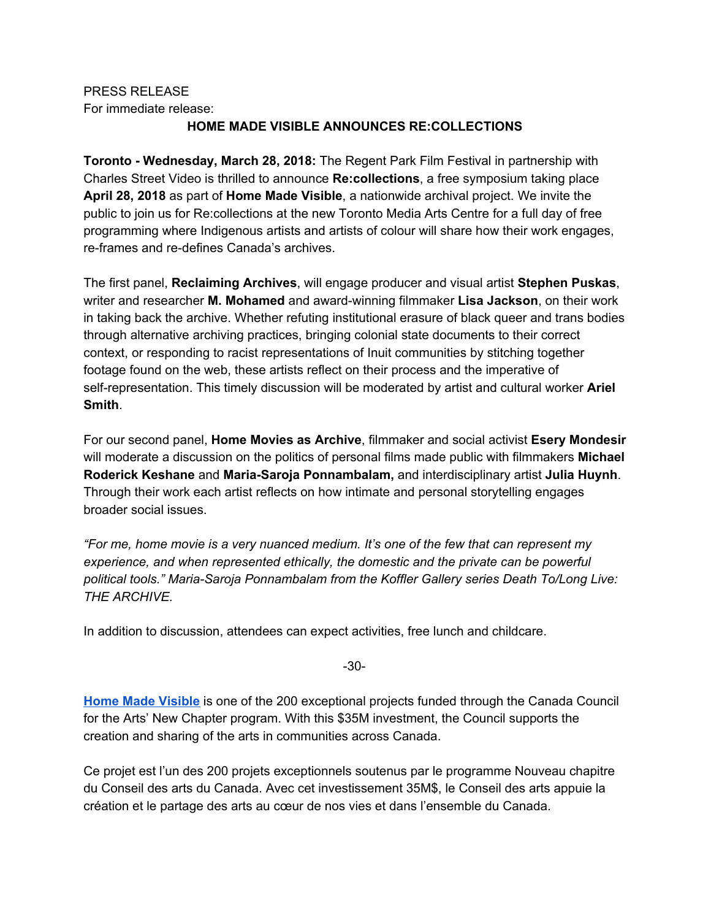PRESS RELEASE

For immediate release:

## HOME MADE VISIBLE ANNOUNCES RE:COLLECTIONS

**Toronto - Wednesday, March 28, 2018:** The Regent Park Film Festival in partnership with Charles Street Video is thrilled to announce **Re:collections**, a free symposium taking place **April 28, 2018** as part of **Home Made Visible**, a nationwide archival project. We invite the public to join us for Re:collections at the new Toronto Media Arts Centre for a full day of free programming where Indigenous artists and artists of colour will share how their work engages, re-frames and re-defines Canada's archives.

The first panel, **Reclaiming Archives**, will engage producer and visual artist **Stephen Puskas**, writer and researcher **M. Mohamed** and award-winning filmmaker **Lisa Jackson**, on their work in taking back the archive. Whether refuting institutional erasure of black queer and trans bodies through alternative archiving practices, bringing colonial state documents to their correct context, or responding to racist representations of Inuit communities by stitching together footage found on the web, these artists reflect on their process and the imperative of self-representation. This timely discussion will be moderated by artist and cultural worker **Ariel Smith**.

For our second panel, **Home Movies as Archive**, filmmaker and social activist **Esery Mondesir** will moderate a discussion on the politics of personal films made public with filmmakers **Michael Roderick Keshane** and **Maria-Saroja Ponnambalam,** and interdisciplinary artist **Julia Huynh**. Through their work each artist reflects on how intimate and personal storytelling engages broader social issues.

*"For me, home movie is a very nuanced medium. It's one of the few that can represent my experience, and when represented ethically, the domestic and the private can be powerful political tools." Maria-Saroja Ponnambalam from the Koffler Gallery series Death To/Long Live: THE ARCHIVE.*

In addition to discussion, attendees can expect activities, free lunch and childcare.

-30-

**Home Made Visible** is one of the 200 exceptional projects funded through the Canada Council for the Arts' New Chapter program. With this $35M investment, the Council supports the creation and sharing of the arts in communities across Canada.

Ce projet est l'un des 200 projets exceptionnels soutenus par le programme Nouveau chapitre du Conseil des arts du Canada. Avec cet investissement 35M$, le Conseil des arts appuie la création et le partage des arts au cœur de nos vies et dans l'ensemble du Canada.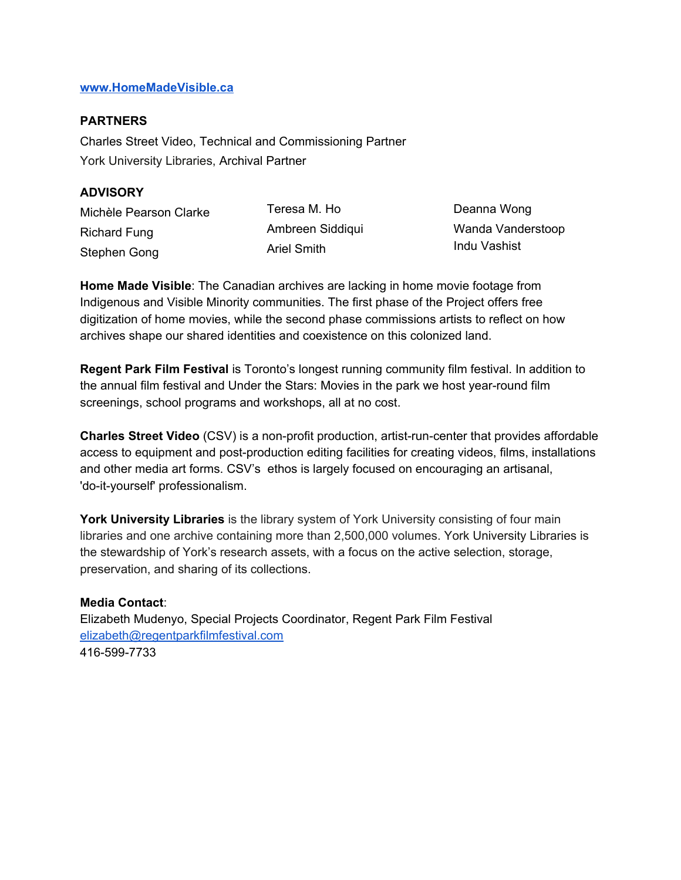[www.HomeMadeVisible.ca](http://www.HomeMadeVisible.ca)

**PARTNERS**

Charles Street Video, Technical and Commissioning Partner
York University Libraries, Archival Partner

**ADVISORY**

Michèle Pearson Clarke
Richard Fung
Stephen Gong
Teresa M. Ho
Ambreen Siddiqui
Ariel Smith
Deanna Wong
Wanda Vanderstoop
Indu Vashist

**Home Made Visible**: The Canadian archives are lacking in home movie footage from Indigenous and Visible Minority communities. The first phase of the Project offers free digitization of home movies, while the second phase commissions artists to reflect on how archives shape our shared identities and coexistence on this colonized land.

**Regent Park Film Festival** is Toronto's longest running community film festival. In addition to the annual film festival and Under the Stars: Movies in the park we host year-round film screenings, school programs and workshops, all at no cost.

**Charles Street Video** (CSV) is a non-profit production, artist-run-center that provides affordable access to equipment and post-production editing facilities for creating videos, films, installations and other media art forms. CSV's ethos is largely focused on encouraging an artisanal, 'do-it-yourself' professionalism.

**York University Libraries** is the library system of York University consisting of four main libraries and one archive containing more than 2,500,000 volumes. York University Libraries is the stewardship of York's research assets, with a focus on the active selection, storage, preservation, and sharing of its collections.

**Media Contact**:
Elizabeth Mudenyo, Special Projects Coordinator, Regent Park Film Festival
elizabeth@regentparkfilmfestival.com
416-599-7733